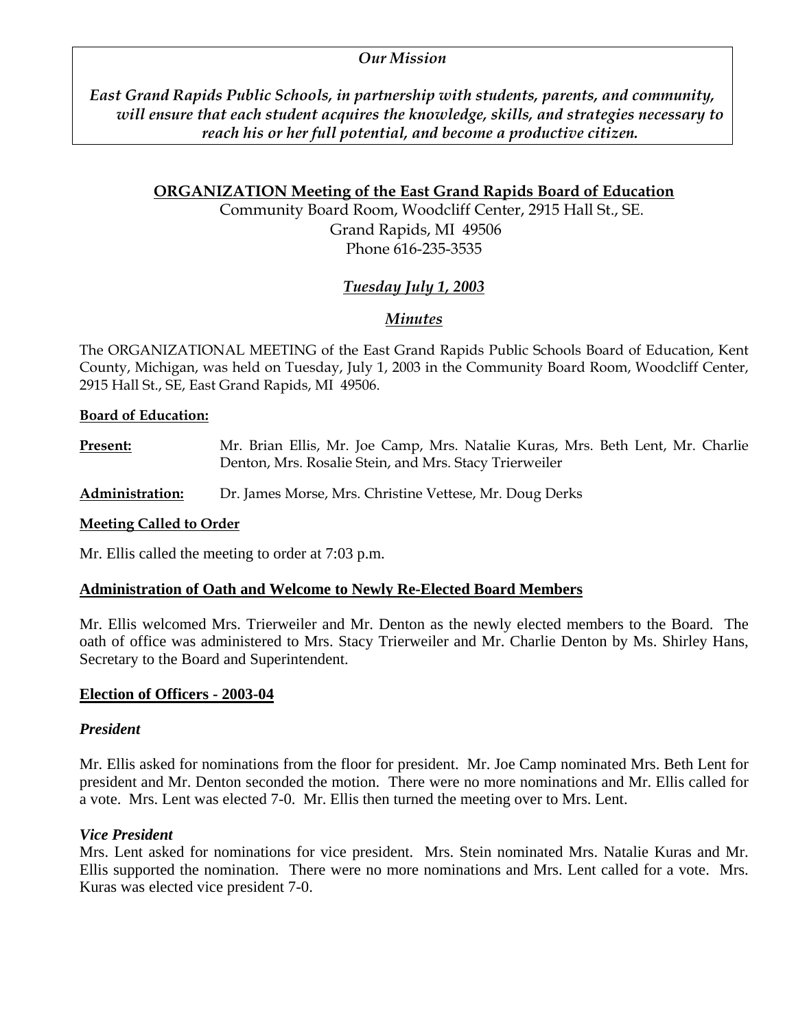*Our Mission*

***East Grand Rapids Public Schools, in partnership with students, parents, and community, will ensure that each student acquires the knowledge, skills, and strategies necessary to reach his or her full potential, and become a productive citizen.***

## ORGANIZATION Meeting of the East Grand Rapids Board of Education

Community Board Room, Woodcliff Center, 2915 Hall St., SE.
Grand Rapids, MI 49506
Phone 616-235-3535

***Tuesday July 1, 2003***

***Minutes***

The ORGANIZATIONAL MEETING of the East Grand Rapids Public Schools Board of Education, Kent County, Michigan, was held on Tuesday, July 1, 2003 in the Community Board Room, Woodcliff Center, 2915 Hall St., SE, East Grand Rapids, MI 49506.

**Board of Education:**

**Present:** Mr. Brian Ellis, Mr. Joe Camp, Mrs. Natalie Kuras, Mrs. Beth Lent, Mr. Charlie Denton, Mrs. Rosalie Stein, and Mrs. Stacy Trierweiler

**Administration:** Dr. James Morse, Mrs. Christine Vettese, Mr. Doug Derks

**Meeting Called to Order**

Mr. Ellis called the meeting to order at 7:03 p.m.

**Administration of Oath and Welcome to Newly Re-Elected Board Members**

Mr. Ellis welcomed Mrs. Trierweiler and Mr. Denton as the newly elected members to the Board. The oath of office was administered to Mrs. Stacy Trierweiler and Mr. Charlie Denton by Ms. Shirley Hans, Secretary to the Board and Superintendent.

**Election of Officers - 2003-04**

***President***

Mr. Ellis asked for nominations from the floor for president. Mr. Joe Camp nominated Mrs. Beth Lent for president and Mr. Denton seconded the motion. There were no more nominations and Mr. Ellis called for a vote. Mrs. Lent was elected 7-0. Mr. Ellis then turned the meeting over to Mrs. Lent.

***Vice President***

Mrs. Lent asked for nominations for vice president. Mrs. Stein nominated Mrs. Natalie Kuras and Mr. Ellis supported the nomination. There were no more nominations and Mrs. Lent called for a vote. Mrs. Kuras was elected vice president 7-0.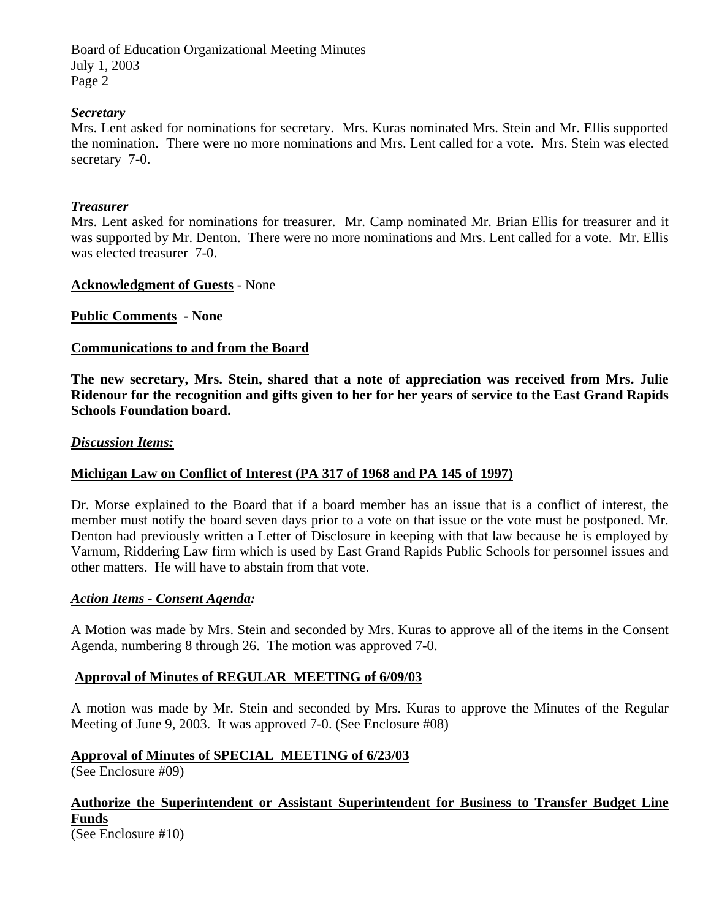### *Secretary*

Mrs. Lent asked for nominations for secretary. Mrs. Kuras nominated Mrs. Stein and Mr. Ellis supported the nomination. There were no more nominations and Mrs. Lent called for a vote. Mrs. Stein was elected secretary 7-0.

### *Treasurer*

Mrs. Lent asked for nominations for treasurer. Mr. Camp nominated Mr. Brian Ellis for treasurer and it was supported by Mr. Denton. There were no more nominations and Mrs. Lent called for a vote. Mr. Ellis was elected treasurer 7-0.

**Acknowledgment of Guests** - None

**Public Comments - None**

**Communications to and from the Board**

**The new secretary, Mrs. Stein, shared that a note of appreciation was received from Mrs. Julie Ridenour for the recognition and gifts given to her for her years of service to the East Grand Rapids Schools Foundation board.**

***Discussion Items:***

**Michigan Law on Conflict of Interest (PA 317 of 1968 and PA 145 of 1997)**

Dr. Morse explained to the Board that if a board member has an issue that is a conflict of interest, the member must notify the board seven days prior to a vote on that issue or the vote must be postponed. Mr. Denton had previously written a Letter of Disclosure in keeping with that law because he is employed by Varnum, Riddering Law firm which is used by East Grand Rapids Public Schools for personnel issues and other matters. He will have to abstain from that vote.

***Action Items - Consent Agenda:***

A Motion was made by Mrs. Stein and seconded by Mrs. Kuras to approve all of the items in the Consent Agenda, numbering 8 through 26. The motion was approved 7-0.

**Approval of Minutes of REGULAR MEETING of 6/09/03**

A motion was made by Mr. Stein and seconded by Mrs. Kuras to approve the Minutes of the Regular Meeting of June 9, 2003. It was approved 7-0. (See Enclosure #08)

**Approval of Minutes of SPECIAL MEETING of 6/23/03**

(See Enclosure #09)

**Authorize the Superintendent or Assistant Superintendent for Business to Transfer Budget Line Funds**

(See Enclosure #10)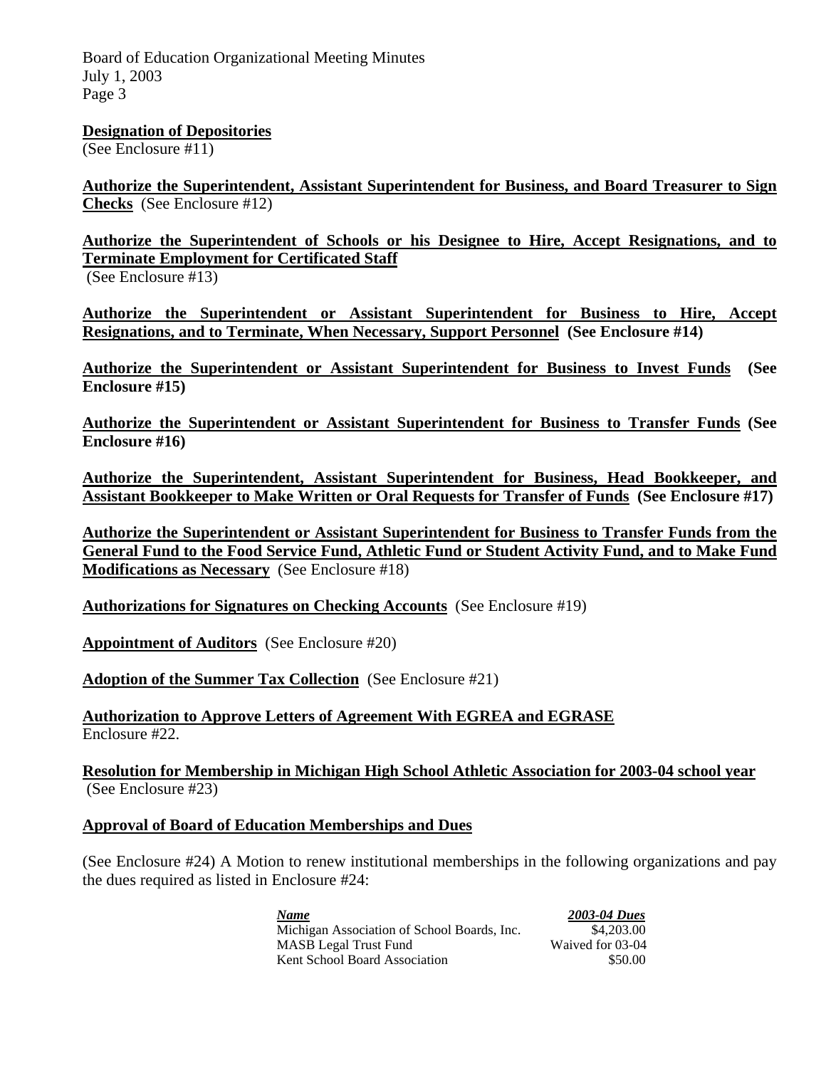**Designation of Depositories**
(See Enclosure #11)

**Authorize the Superintendent, Assistant Superintendent for Business, and Board Treasurer to Sign Checks** (See Enclosure #12)

**Authorize the Superintendent of Schools or his Designee to Hire, Accept Resignations, and to Terminate Employment for Certificated Staff**
(See Enclosure #13)

**Authorize the Superintendent or Assistant Superintendent for Business to Hire, Accept Resignations, and to Terminate, When Necessary, Support Personnel (See Enclosure #14)**

**Authorize the Superintendent or Assistant Superintendent for Business to Invest Funds (See Enclosure #15)**

**Authorize the Superintendent or Assistant Superintendent for Business to Transfer Funds (See Enclosure #16)**

**Authorize the Superintendent, Assistant Superintendent for Business, Head Bookkeeper, and Assistant Bookkeeper to Make Written or Oral Requests for Transfer of Funds (See Enclosure #17)**

**Authorize the Superintendent or Assistant Superintendent for Business to Transfer Funds from the General Fund to the Food Service Fund, Athletic Fund or Student Activity Fund, and to Make Fund Modifications as Necessary** (See Enclosure #18)

**Authorizations for Signatures on Checking Accounts** (See Enclosure #19)

**Appointment of Auditors** (See Enclosure #20)

**Adoption of the Summer Tax Collection** (See Enclosure #21)

**Authorization to Approve Letters of Agreement With EGREA and EGRASE**
Enclosure #22.

**Resolution for Membership in Michigan High School Athletic Association for 2003-04 school year**
(See Enclosure #23)

**Approval of Board of Education Memberships and Dues**

(See Enclosure #24) A Motion to renew institutional memberships in the following organizations and pay the dues required as listed in Enclosure #24:

| *Name* | *2003-04 Dues* |
|---|---|
| Michigan Association of School Boards, Inc. | $4,203.00 |
| MASB Legal Trust Fund | Waived for 03-04 |
| Kent School Board Association | $50.00 |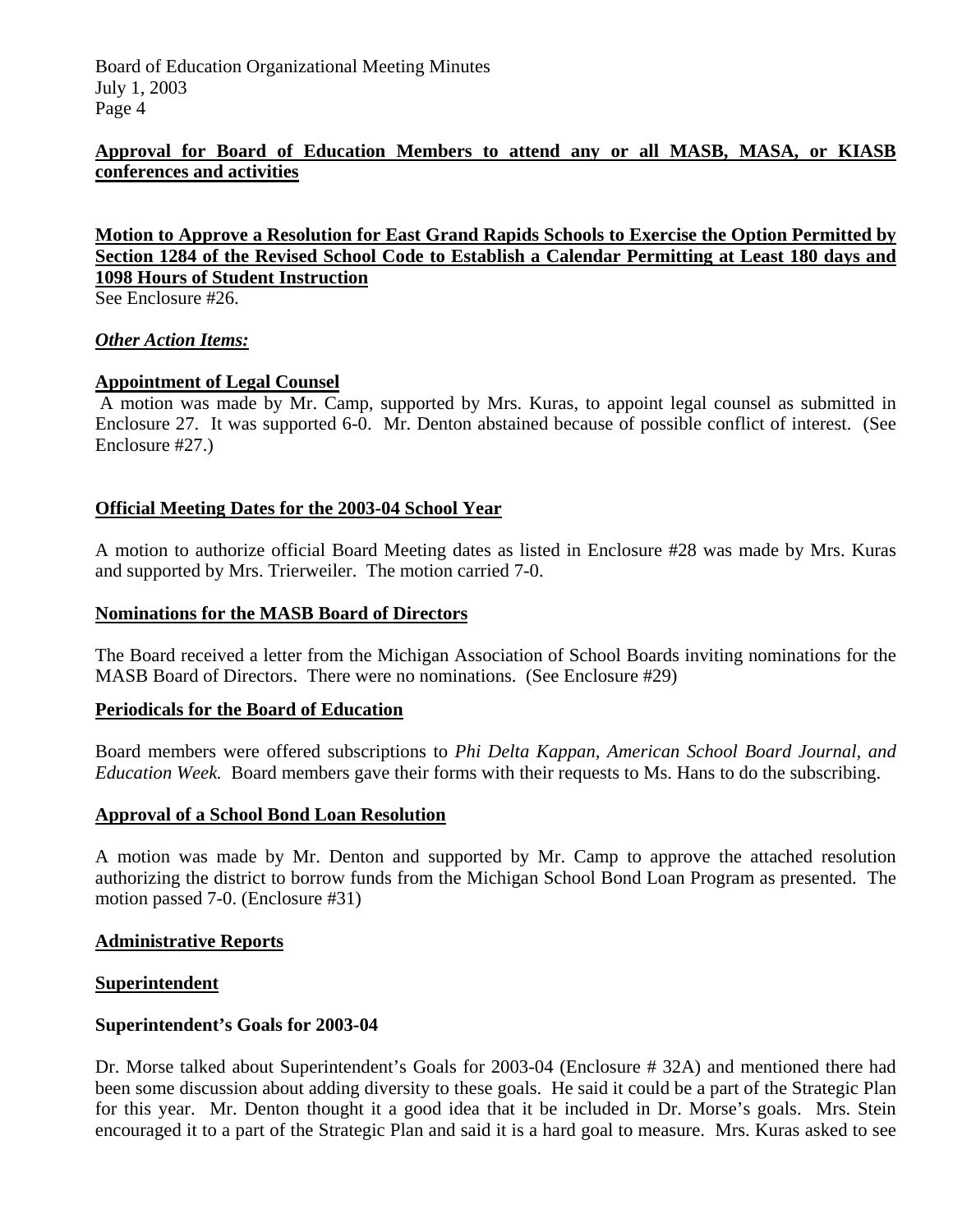**Approval for Board of Education Members to attend any or all MASB, MASA, or KIASB conferences and activities**

**Motion to Approve a Resolution for East Grand Rapids Schools to Exercise the Option Permitted by Section 1284 of the Revised School Code to Establish a Calendar Permitting at Least 180 days and 1098 Hours of Student Instruction**

See Enclosure #26.

***Other Action Items:***

**Appointment of Legal Counsel**

A motion was made by Mr. Camp, supported by Mrs. Kuras, to appoint legal counsel as submitted in Enclosure 27. It was supported 6-0. Mr. Denton abstained because of possible conflict of interest. (See Enclosure #27.)

**Official Meeting Dates for the 2003-04 School Year**

A motion to authorize official Board Meeting dates as listed in Enclosure #28 was made by Mrs. Kuras and supported by Mrs. Trierweiler. The motion carried 7-0.

**Nominations for the MASB Board of Directors**

The Board received a letter from the Michigan Association of School Boards inviting nominations for the MASB Board of Directors. There were no nominations. (See Enclosure #29)

**Periodicals for the Board of Education**

Board members were offered subscriptions to *Phi Delta Kappan, American School Board Journal, and Education Week.* Board members gave their forms with their requests to Ms. Hans to do the subscribing.

**Approval of a School Bond Loan Resolution**

A motion was made by Mr. Denton and supported by Mr. Camp to approve the attached resolution authorizing the district to borrow funds from the Michigan School Bond Loan Program as presented. The motion passed 7-0. (Enclosure #31)

**Administrative Reports**

**Superintendent**

**Superintendent's Goals for 2003-04**

Dr. Morse talked about Superintendent's Goals for 2003-04 (Enclosure # 32A) and mentioned there had been some discussion about adding diversity to these goals. He said it could be a part of the Strategic Plan for this year. Mr. Denton thought it a good idea that it be included in Dr. Morse's goals. Mrs. Stein encouraged it to a part of the Strategic Plan and said it is a hard goal to measure. Mrs. Kuras asked to see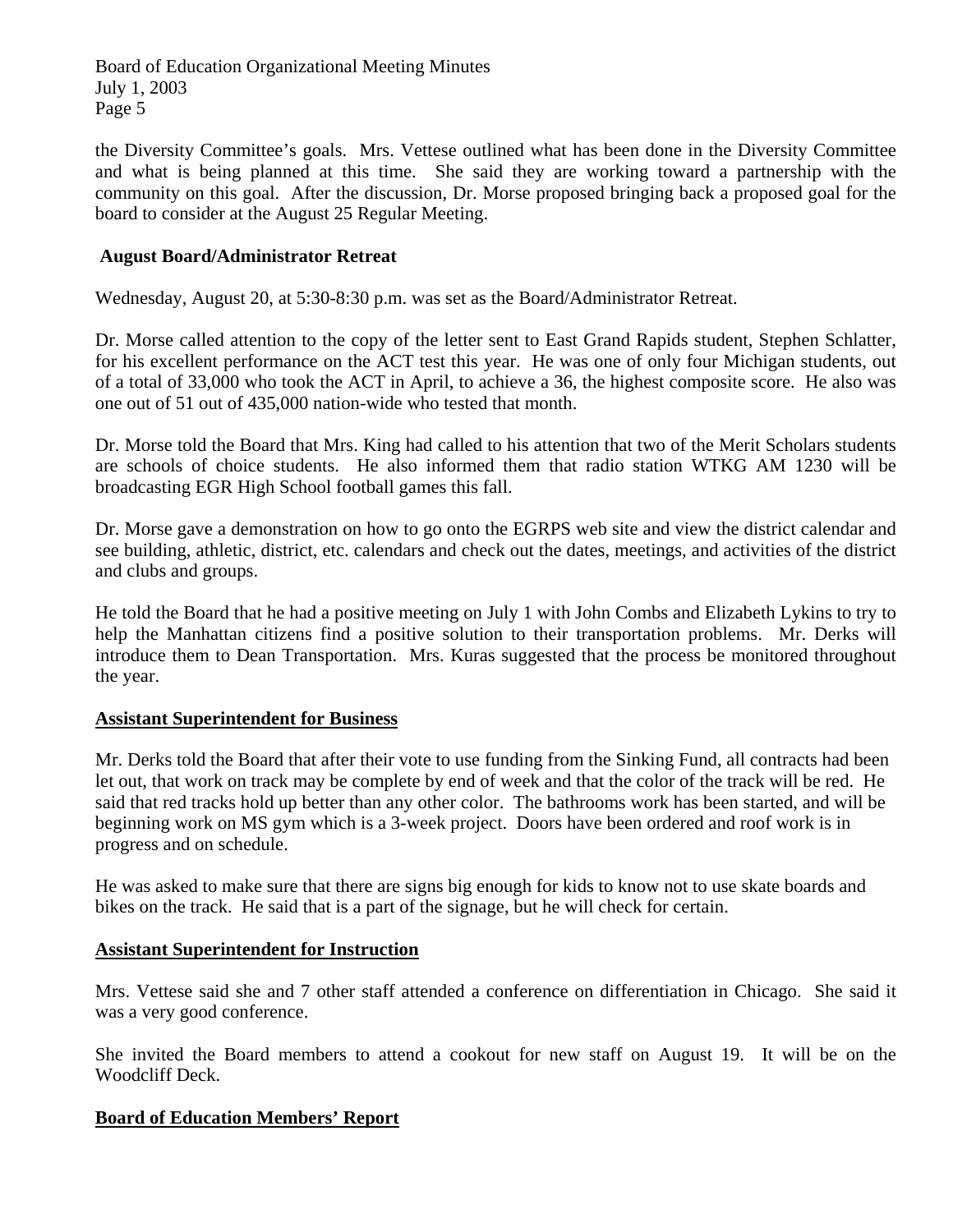the Diversity Committee's goals. Mrs. Vettese outlined what has been done in the Diversity Committee and what is being planned at this time. She said they are working toward a partnership with the community on this goal. After the discussion, Dr. Morse proposed bringing back a proposed goal for the board to consider at the August 25 Regular Meeting.

**August Board/Administrator Retreat**

Wednesday, August 20, at 5:30-8:30 p.m. was set as the Board/Administrator Retreat.

Dr. Morse called attention to the copy of the letter sent to East Grand Rapids student, Stephen Schlatter, for his excellent performance on the ACT test this year. He was one of only four Michigan students, out of a total of 33,000 who took the ACT in April, to achieve a 36, the highest composite score. He also was one out of 51 out of 435,000 nation-wide who tested that month.

Dr. Morse told the Board that Mrs. King had called to his attention that two of the Merit Scholars students are schools of choice students. He also informed them that radio station WTKG AM 1230 will be broadcasting EGR High School football games this fall.

Dr. Morse gave a demonstration on how to go onto the EGRPS web site and view the district calendar and see building, athletic, district, etc. calendars and check out the dates, meetings, and activities of the district and clubs and groups.

He told the Board that he had a positive meeting on July 1 with John Combs and Elizabeth Lykins to try to help the Manhattan citizens find a positive solution to their transportation problems. Mr. Derks will introduce them to Dean Transportation. Mrs. Kuras suggested that the process be monitored throughout the year.

**Assistant Superintendent for Business**

Mr. Derks told the Board that after their vote to use funding from the Sinking Fund, all contracts had been let out, that work on track may be complete by end of week and that the color of the track will be red. He said that red tracks hold up better than any other color. The bathrooms work has been started, and will be beginning work on MS gym which is a 3-week project. Doors have been ordered and roof work is in progress and on schedule.

He was asked to make sure that there are signs big enough for kids to know not to use skate boards and bikes on the track. He said that is a part of the signage, but he will check for certain.

**Assistant Superintendent for Instruction**

Mrs. Vettese said she and 7 other staff attended a conference on differentiation in Chicago. She said it was a very good conference.

She invited the Board members to attend a cookout for new staff on August 19. It will be on the Woodcliff Deck.

**Board of Education Members' Report**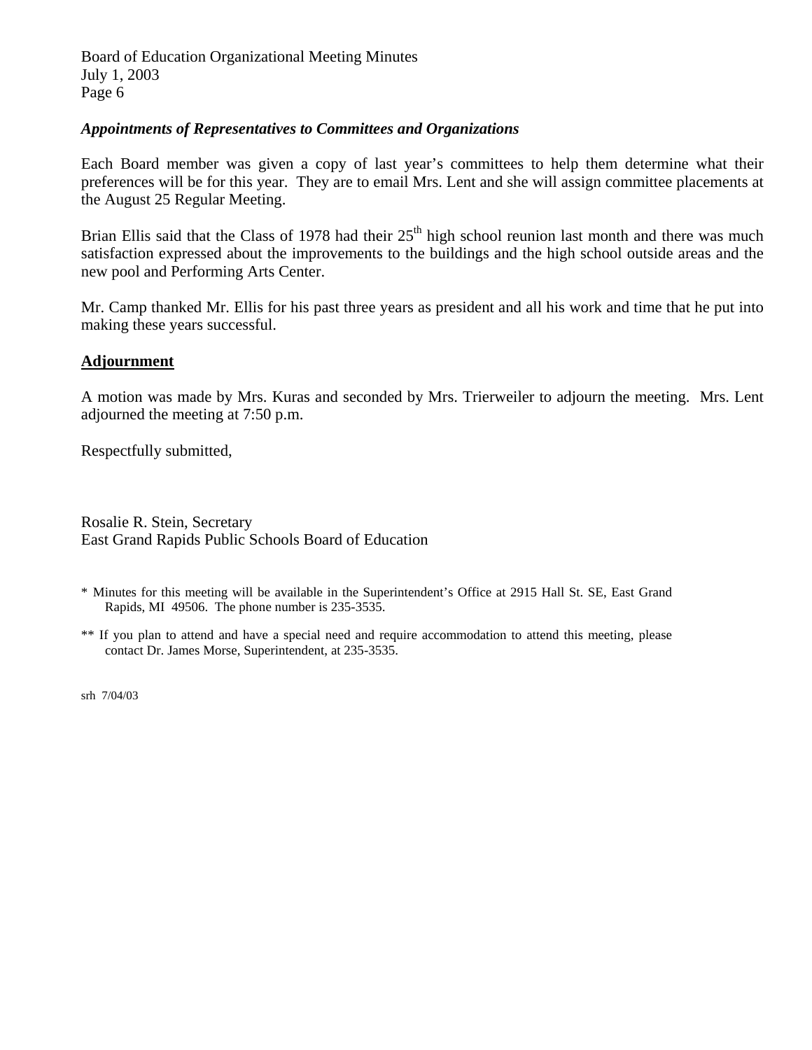### *Appointments of Representatives to Committees and Organizations*

Each Board member was given a copy of last year's committees to help them determine what their preferences will be for this year. They are to email Mrs. Lent and she will assign committee placements at the August 25 Regular Meeting.

Brian Ellis said that the Class of 1978 had their 25th high school reunion last month and there was much satisfaction expressed about the improvements to the buildings and the high school outside areas and the new pool and Performing Arts Center.

Mr. Camp thanked Mr. Ellis for his past three years as president and all his work and time that he put into making these years successful.

## Adjournment

A motion was made by Mrs. Kuras and seconded by Mrs. Trierweiler to adjourn the meeting. Mrs. Lent adjourned the meeting at 7:50 p.m.

Respectfully submitted,

Rosalie R. Stein, Secretary
East Grand Rapids Public Schools Board of Education

* Minutes for this meeting will be available in the Superintendent's Office at 2915 Hall St. SE, East Grand Rapids, MI 49506. The phone number is 235-3535.

** If you plan to attend and have a special need and require accommodation to attend this meeting, please contact Dr. James Morse, Superintendent, at 235-3535.

srh 7/04/03